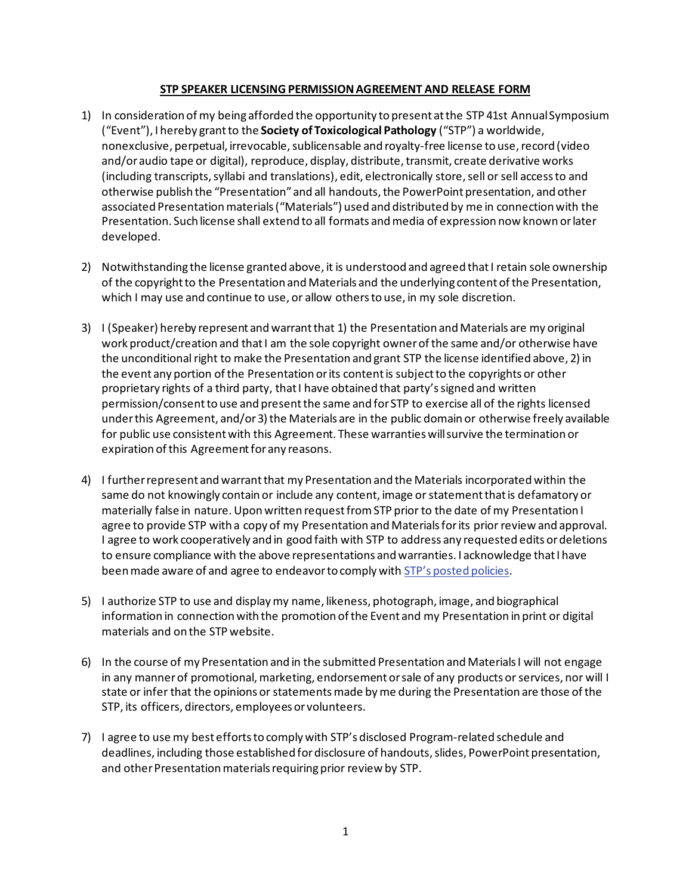**STP SPEAKER LICENSING PERMISSION AGREEMENT AND RELEASE FORM**

1) In consideration of my being afforded the opportunity to present at the STP 41st Annual Symposium ("Event"), I hereby grant to the **Society of Toxicological Pathology** ("STP") a worldwide, nonexclusive, perpetual, irrevocable, sublicensable and royalty-free license to use, record (video and/or audio tape or digital), reproduce, display, distribute, transmit, create derivative works (including transcripts, syllabi and translations), edit, electronically store, sell or sell access to and otherwise publish the "Presentation" and all handouts, the PowerPoint presentation, and other associated Presentation materials ("Materials") used and distributed by me in connection with the Presentation. Such license shall extend to all formats and media of expression now known or later developed.

2) Notwithstanding the license granted above, it is understood and agreed that I retain sole ownership of the copyright to the Presentation and Materials and the underlying content of the Presentation, which I may use and continue to use, or allow others to use, in my sole discretion.

3) I (Speaker) hereby represent and warrant that 1) the Presentation and Materials are my original work product/creation and that I am the sole copyright owner of the same and/or otherwise have the unconditional right to make the Presentation and grant STP the license identified above, 2) in the event any portion of the Presentation or its content is subject to the copyrights or other proprietary rights of a third party, that I have obtained that party's signed and written permission/consent to use and present the same and for STP to exercise all of the rights licensed under this Agreement, and/or 3) the Materials are in the public domain or otherwise freely available for public use consistent with this Agreement. These warranties will survive the termination or expiration of this Agreement for any reasons.

4) I further represent and warrant that my Presentation and the Materials incorporated within the same do not knowingly contain or include any content, image or statement that is defamatory or materially false in nature. Upon written request from STP prior to the date of my Presentation I agree to provide STP with a copy of my Presentation and Materials for its prior review and approval. I agree to work cooperatively and in good faith with STP to address any requested edits or deletions to ensure compliance with the above representations and warranties. I acknowledge that I have been made aware of and agree to endeavor to comply with STP's posted policies.

5) I authorize STP to use and display my name, likeness, photograph, image, and biographical information in connection with the promotion of the Event and my Presentation in print or digital materials and on the STP website.

6) In the course of my Presentation and in the submitted Presentation and Materials I will not engage in any manner of promotional, marketing, endorsement or sale of any products or services, nor will I state or infer that the opinions or statements made by me during the Presentation are those of the STP, its officers, directors, employees or volunteers.

7) I agree to use my best efforts to comply with STP's disclosed Program-related schedule and deadlines, including those established for disclosure of handouts, slides, PowerPoint presentation, and other Presentation materials requiring prior review by STP.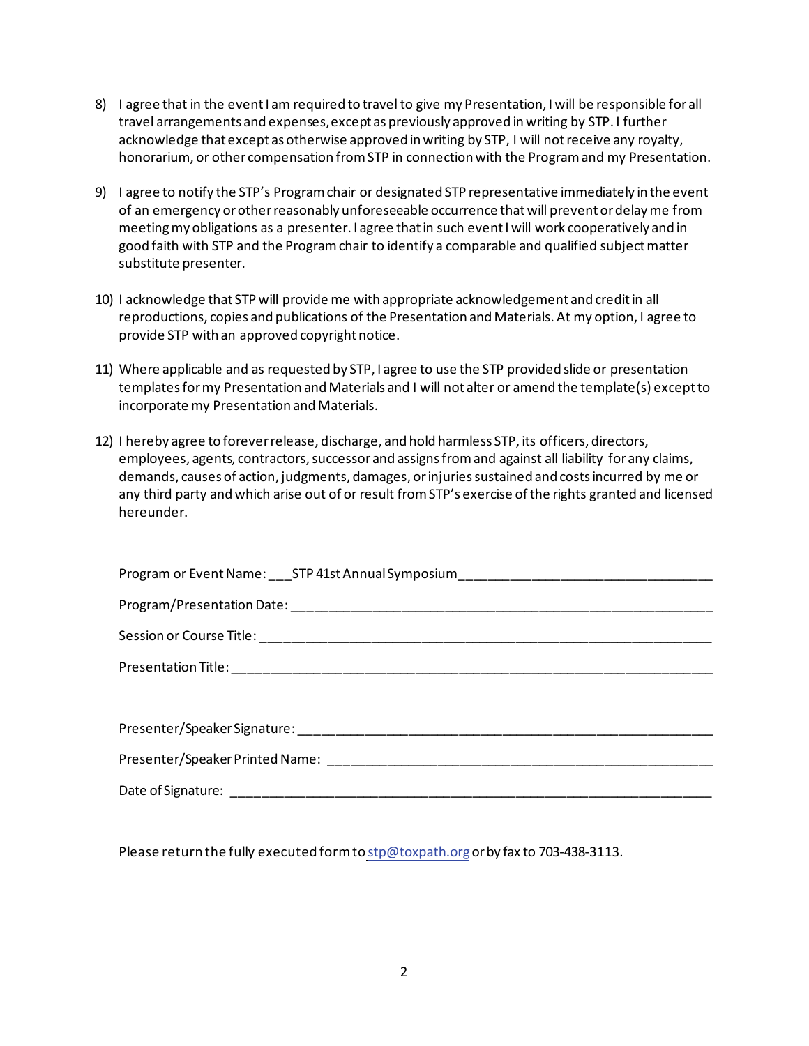8) I agree that in the event I am required to travel to give my Presentation, I will be responsible for all travel arrangements and expenses, except as previously approved in writing by STP. I further acknowledge that except as otherwise approved in writing by STP, I will not receive any royalty, honorarium, or other compensation from STP in connection with the Program and my Presentation.

9) I agree to notify the STP's Program chair or designated STP representative immediately in the event of an emergency or other reasonably unforeseeable occurrence that will prevent or delay me from meeting my obligations as a presenter. I agree that in such event I will work cooperatively and in good faith with STP and the Program chair to identify a comparable and qualified subject matter substitute presenter.

10) I acknowledge that STP will provide me with appropriate acknowledgement and credit in all reproductions, copies and publications of the Presentation and Materials. At my option, I agree to provide STP with an approved copyright notice.

11) Where applicable and as requested by STP, I agree to use the STP provided slide or presentation templates for my Presentation and Materials and I will not alter or amend the template(s) except to incorporate my Presentation and Materials.

12) I hereby agree to forever release, discharge, and hold harmless STP, its officers, directors, employees, agents, contractors, successor and assigns from and against all liability for any claims, demands, causes of action, judgments, damages, or injuries sustained and costs incurred by me or any third party and which arise out of or result from STP's exercise of the rights granted and licensed hereunder.

Program or Event Name: ___STP 41st Annual Symposium__________________________________

Program/Presentation Date: ____________________________________________________________

Session or Course Title: _______________________________________________________________

Presentation Title: ____________________________________________________________________

Presenter/Speaker Signature: ____________________________________________________________

Presenter/Speaker Printed Name: ________________________________________________________

Date of Signature: ______________________________________________________________________

Please return the fully executed form to stp@toxpath.org or by fax to 703-438-3113.